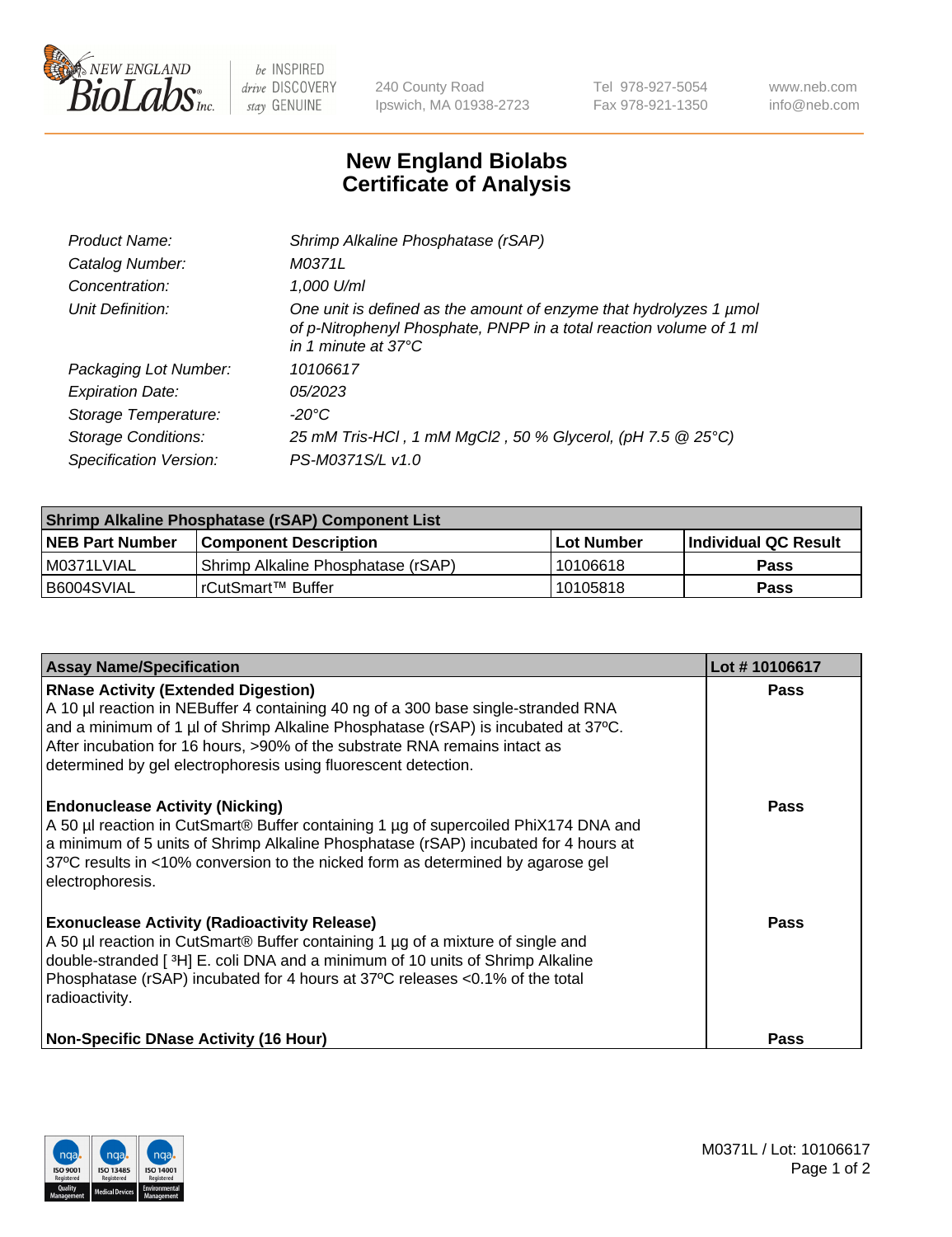New England BioLabs Inc. — be INSPIRED drive DISCOVERY stay GENUINE

240 County Road
Ipswich, MA 01938-2723

Tel 978-927-5054
Fax 978-921-1350

www.neb.com
info@neb.com

# New England Biolabs
# Certificate of Analysis

| | |
|---|---|
| *Product Name:* | *Shrimp Alkaline Phosphatase (rSAP)* |
| *Catalog Number:* | *M0371L* |
| *Concentration:* | *1,000 U/ml* |
| *Unit Definition:* | *One unit is defined as the amount of enzyme that hydrolyzes 1 µmol of p-Nitrophenyl Phosphate, PNPP in a total reaction volume of 1 ml in 1 minute at 37°C* |
| *Packaging Lot Number:* | *10106617* |
| *Expiration Date:* | *05/2023* |
| *Storage Temperature:* | *-20°C* |
| *Storage Conditions:* | *25 mM Tris-HCl , 1 mM $MgCl_2$ , 50 % Glycerol, (pH 7.5 @ 25°C)* |
| *Specification Version:* | *PS-M0371S/L v1.0* |

| **Shrimp Alkaline Phosphatase (rSAP) Component List** | | | |
|---|---|---|---|
| **NEB Part Number** | **Component Description** | **Lot Number** | **Individual QC Result** |
| M0371LVIAL | Shrimp Alkaline Phosphatase (rSAP) | 10106618 | **Pass** |
| B6004SVIAL | rCutSmart™ Buffer | 10105818 | **Pass** |

| **Assay Name/Specification** | **Lot # 10106617** |
|---|---|
| **RNase Activity (Extended Digestion)**<br>A 10 µl reaction in NEBuffer 4 containing 40 ng of a 300 base single-stranded RNA and a minimum of 1 µl of Shrimp Alkaline Phosphatase (rSAP) is incubated at 37ºC. After incubation for 16 hours, >90% of the substrate RNA remains intact as determined by gel electrophoresis using fluorescent detection. | **Pass** |
| **Endonuclease Activity (Nicking)**<br>A 50 µl reaction in CutSmart® Buffer containing 1 µg of supercoiled PhiX174 DNA and a minimum of 5 units of Shrimp Alkaline Phosphatase (rSAP) incubated for 4 hours at 37ºC results in <10% conversion to the nicked form as determined by agarose gel electrophoresis. | **Pass** |
| **Exonuclease Activity (Radioactivity Release)**<br>A 50 µl reaction in CutSmart® Buffer containing 1 µg of a mixture of single and double-stranded [ $^3$H] E. coli DNA and a minimum of 10 units of Shrimp Alkaline Phosphatase (rSAP) incubated for 4 hours at 37ºC releases <0.1% of the total radioactivity. | **Pass** |
| **Non-Specific DNase Activity (16 Hour)** | **Pass** |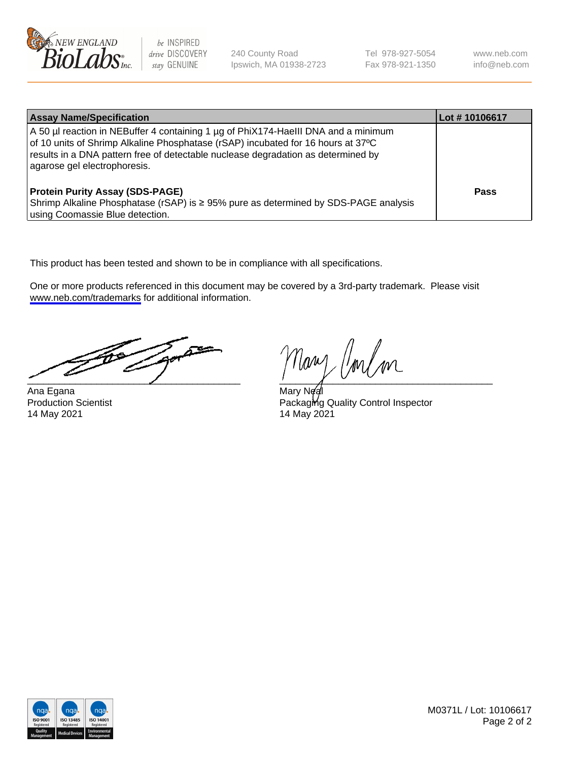| Assay Name/Specification | Lot # 10106617 |
| --- | --- |
| A 50 µl reaction in NEBuffer 4 containing 1 µg of PhiX174-HaeIII DNA and a minimum of 10 units of Shrimp Alkaline Phosphatase (rSAP) incubated for 16 hours at 37ºC results in a DNA pattern free of detectable nuclease degradation as determined by agarose gel electrophoresis. | |
| **Protein Purity Assay (SDS-PAGE)**<br>Shrimp Alkaline Phosphatase (rSAP) is ≥ 95% pure as determined by SDS-PAGE analysis using Coomassie Blue detection. | **Pass** |

This product has been tested and shown to be in compliance with all specifications.

One or more products referenced in this document may be covered by a 3rd-party trademark. Please visit www.neb.com/trademarks for additional information.

Ana Egana
Production Scientist
14 May 2021

Mary Neal
Packaging Quality Control Inspector
14 May 2021

M0371L / Lot: 10106617